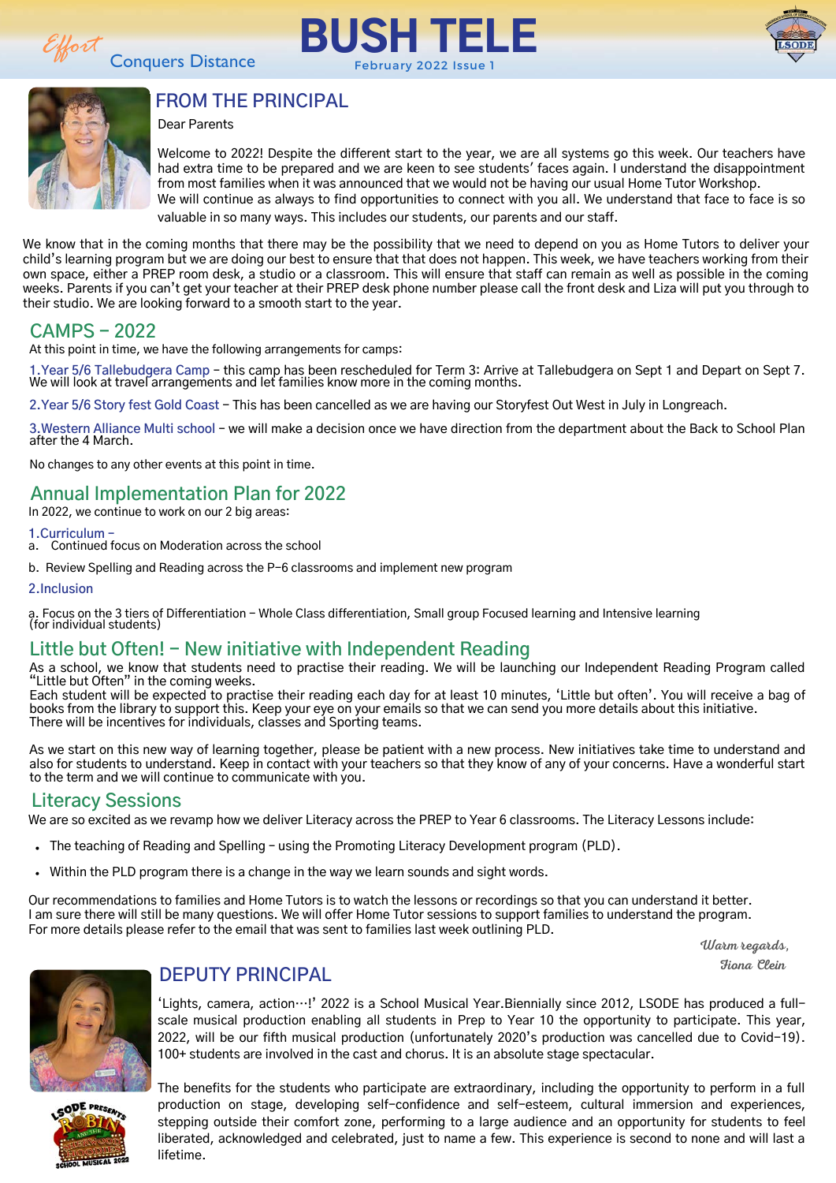*Effort* Conquers Distance

# BUSH TELE

February 2022 Issue 1

## FROM THE PRINCIPAL

Dear Parents

Welcome to 2022! Despite the different start to the year, we are all systems go this week. Our teachers have had extra time to be prepared and we are keen to see students' faces again. I understand the disappointment from most families when it was announced that we would not be having our usual Home Tutor Workshop.
We will continue as always to find opportunities to connect with you all. We understand that face to face is so valuable in so many ways. This includes our students, our parents and our staff.

We know that in the coming months that there may be the possibility that we need to depend on you as Home Tutors to deliver your child's learning program but we are doing our best to ensure that that does not happen. This week, we have teachers working from their own space, either a PREP room desk, a studio or a classroom. This will ensure that staff can remain as well as possible in the coming weeks. Parents if you can't get your teacher at their PREP desk phone number please call the front desk and Liza will put you through to their studio. We are looking forward to a smooth start to the year.

## CAMPS – 2022

At this point in time, we have the following arrangements for camps:

1. Year 5/6 Tallebudgera Camp – this camp has been rescheduled for Term 3: Arrive at Tallebudgera on Sept 1 and Depart on Sept 7. We will look at travel arrangements and let families know more in the coming months.
2. Year 5/6 Story fest Gold Coast – This has been cancelled as we are having our Storyfest Out West in July in Longreach.
3. Western Alliance Multi school – we will make a decision once we have direction from the department about the Back to School Plan after the 4 March.

No changes to any other events at this point in time.

## Annual Implementation Plan for 2022

In 2022, we continue to work on our 2 big areas:

1. Curriculum –
   a. Continued focus on Moderation across the school
   b. Review Spelling and Reading across the P–6 classrooms and implement new program
2. Inclusion
   a. Focus on the 3 tiers of Differentiation – Whole Class differentiation, Small group Focused learning and Intensive learning (for individual students)

## Little but Often! – New initiative with Independent Reading

As a school, we know that students need to practise their reading. We will be launching our Independent Reading Program called "Little but Often" in the coming weeks.
Each student will be expected to practise their reading each day for at least 10 minutes, 'Little but often'. You will receive a bag of books from the library to support this. Keep your eye on your emails so that we can send you more details about this initiative.
There will be incentives for individuals, classes and Sporting teams.

As we start on this new way of learning together, please be patient with a new process. New initiatives take time to understand and also for students to understand. Keep in contact with your teachers so that they know of any of your concerns. Have a wonderful start to the term and we will continue to communicate with you.

## Literacy Sessions

We are so excited as we revamp how we deliver Literacy across the PREP to Year 6 classrooms. The Literacy Lessons include:

- The teaching of Reading and Spelling – using the Promoting Literacy Development program (PLD).
- Within the PLD program there is a change in the way we learn sounds and sight words.

Our recommendations to families and Home Tutors is to watch the lessons or recordings so that you can understand it better. I am sure there will still be many questions. We will offer Home Tutor sessions to support families to understand the program. For more details please refer to the email that was sent to families last week outlining PLD.

*Warm regards,*
*Fiona Clein*

## DEPUTY PRINCIPAL

'Lights, camera, action…!' 2022 is a School Musical Year.Biennially since 2012, LSODE has produced a full-scale musical production enabling all students in Prep to Year 10 the opportunity to participate. This year, 2022, will be our fifth musical production (unfortunately 2020's production was cancelled due to Covid-19). 100+ students are involved in the cast and chorus. It is an absolute stage spectacular.

The benefits for the students who participate are extraordinary, including the opportunity to perform in a full production on stage, developing self-confidence and self-esteem, cultural immersion and experiences, stepping outside their comfort zone, performing to a large audience and an opportunity for students to feel liberated, acknowledged and celebrated, just to name a few. This experience is second to none and will last a lifetime.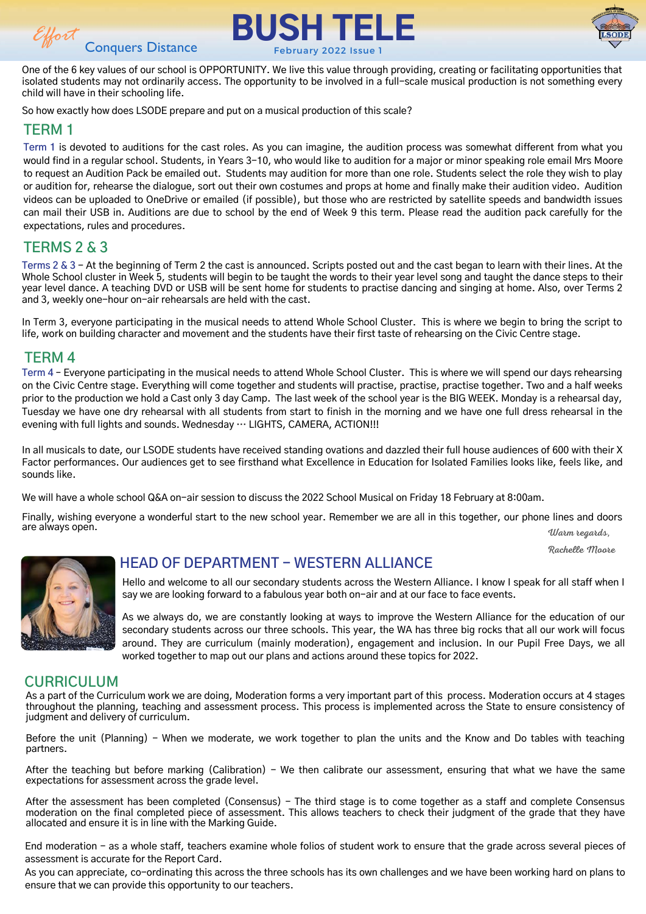One of the 6 key values of our school is OPPORTUNITY. We live this value through providing, creating or facilitating opportunities that isolated students may not ordinarily access. The opportunity to be involved in a full-scale musical production is not something every child will have in their schooling life.

So how exactly how does LSODE prepare and put on a musical production of this scale?

## TERM 1

Term 1 is devoted to auditions for the cast roles. As you can imagine, the audition process was somewhat different from what you would find in a regular school. Students, in Years 3–10, who would like to audition for a major or minor speaking role email Mrs Moore to request an Audition Pack be emailed out. Students may audition for more than one role. Students select the role they wish to play or audition for, rehearse the dialogue, sort out their own costumes and props at home and finally make their audition video. Audition videos can be uploaded to OneDrive or emailed (if possible), but those who are restricted by satellite speeds and bandwidth issues can mail their USB in. Auditions are due to school by the end of Week 9 this term. Please read the audition pack carefully for the expectations, rules and procedures.

## TERMS 2 & 3

Terms 2 & 3 – At the beginning of Term 2 the cast is announced. Scripts posted out and the cast began to learn with their lines. At the Whole School cluster in Week 5, students will begin to be taught the words to their year level song and taught the dance steps to their year level dance. A teaching DVD or USB will be sent home for students to practise dancing and singing at home. Also, over Terms 2 and 3, weekly one-hour on-air rehearsals are held with the cast.

In Term 3, everyone participating in the musical needs to attend Whole School Cluster. This is where we begin to bring the script to life, work on building character and movement and the students have their first taste of rehearsing on the Civic Centre stage.

## TERM 4

Term 4 – Everyone participating in the musical needs to attend Whole School Cluster. This is where we will spend our days rehearsing on the Civic Centre stage. Everything will come together and students will practise, practise, practise together. Two and a half weeks prior to the production we hold a Cast only 3 day Camp. The last week of the school year is the BIG WEEK. Monday is a rehearsal day, Tuesday we have one dry rehearsal with all students from start to finish in the morning and we have one full dress rehearsal in the evening with full lights and sounds. Wednesday … LIGHTS, CAMERA, ACTION!!!

In all musicals to date, our LSODE students have received standing ovations and dazzled their full house audiences of 600 with their X Factor performances. Our audiences get to see firsthand what Excellence in Education for Isolated Families looks like, feels like, and sounds like.

We will have a whole school Q&A on-air session to discuss the 2022 School Musical on Friday 18 February at 8:00am.

Finally, wishing everyone a wonderful start to the new school year. Remember we are all in this together, our phone lines and doors are always open.

*Warm regards,*

*Rachelle Moore*

## HEAD OF DEPARTMENT – WESTERN ALLIANCE

Hello and welcome to all our secondary students across the Western Alliance. I know I speak for all staff when I say we are looking forward to a fabulous year both on-air and at our face to face events.

As we always do, we are constantly looking at ways to improve the Western Alliance for the education of our secondary students across our three schools. This year, the WA has three big rocks that all our work will focus around. They are curriculum (mainly moderation), engagement and inclusion. In our Pupil Free Days, we all worked together to map out our plans and actions around these topics for 2022.

## CURRICULUM

As a part of the Curriculum work we are doing, Moderation forms a very important part of this process. Moderation occurs at 4 stages throughout the planning, teaching and assessment process. This process is implemented across the State to ensure consistency of judgment and delivery of curriculum.

Before the unit (Planning) – When we moderate, we work together to plan the units and the Know and Do tables with teaching partners.

After the teaching but before marking (Calibration) – We then calibrate our assessment, ensuring that what we have the same expectations for assessment across the grade level.

After the assessment has been completed (Consensus) – The third stage is to come together as a staff and complete Consensus moderation on the final completed piece of assessment. This allows teachers to check their judgment of the grade that they have allocated and ensure it is in line with the Marking Guide.

End moderation – as a whole staff, teachers examine whole folios of student work to ensure that the grade across several pieces of assessment is accurate for the Report Card.

As you can appreciate, co-ordinating this across the three schools has its own challenges and we have been working hard on plans to ensure that we can provide this opportunity to our teachers.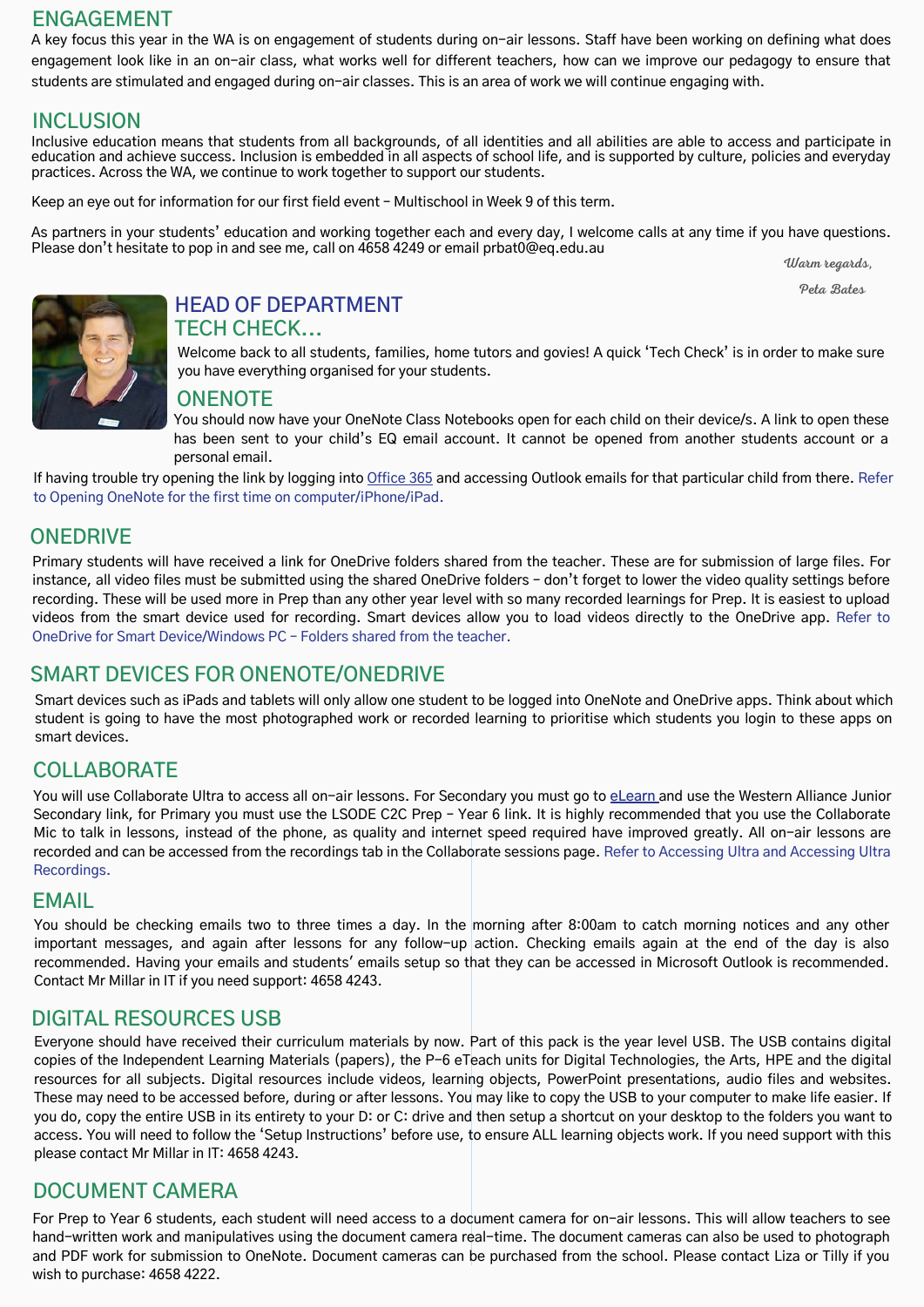## ENGAGEMENT

A key focus this year in the WA is on engagement of students during on-air lessons. Staff have been working on defining what does engagement look like in an on-air class, what works well for different teachers, how can we improve our pedagogy to ensure that students are stimulated and engaged during on-air classes. This is an area of work we will continue engaging with.

## INCLUSION

Inclusive education means that students from all backgrounds, of all identities and all abilities are able to access and participate in education and achieve success. Inclusion is embedded in all aspects of school life, and is supported by culture, policies and everyday practices. Across the WA, we continue to work together to support our students.

Keep an eye out for information for our first field event – Multischool in Week 9 of this term.

As partners in your students' education and working together each and every day, I welcome calls at any time if you have questions. Please don't hesitate to pop in and see me, call on 4658 4249 or email prbat0@eq.edu.au

*Warm regards,*

*Peta Bates*

## HEAD OF DEPARTMENT

## TECH CHECK...

Welcome back to all students, families, home tutors and govies! A quick 'Tech Check' is in order to make sure you have everything organised for your students.

## ONENOTE

You should now have your OneNote Class Notebooks open for each child on their device/s. A link to open these has been sent to your child's EQ email account. It cannot be opened from another students account or a personal email.

If having trouble try opening the link by logging into Office 365 and accessing Outlook emails for that particular child from there. Refer to Opening OneNote for the first time on computer/iPhone/iPad.

## ONEDRIVE

Primary students will have received a link for OneDrive folders shared from the teacher. These are for submission of large files. For instance, all video files must be submitted using the shared OneDrive folders – don't forget to lower the video quality settings before recording. These will be used more in Prep than any other year level with so many recorded learnings for Prep. It is easiest to upload videos from the smart device used for recording. Smart devices allow you to load videos directly to the OneDrive app. Refer to OneDrive for Smart Device/Windows PC – Folders shared from the teacher.

## SMART DEVICES FOR ONENOTE/ONEDRIVE

Smart devices such as iPads and tablets will only allow one student to be logged into OneNote and OneDrive apps. Think about which student is going to have the most photographed work or recorded learning to prioritise which students you login to these apps on smart devices.

## COLLABORATE

You will use Collaborate Ultra to access all on-air lessons. For Secondary you must go to eLearn and use the Western Alliance Junior Secondary link, for Primary you must use the LSODE C2C Prep – Year 6 link. It is highly recommended that you use the Collaborate Mic to talk in lessons, instead of the phone, as quality and internet speed required have improved greatly. All on-air lessons are recorded and can be accessed from the recordings tab in the Collaborate sessions page. Refer to Accessing Ultra and Accessing Ultra Recordings.

## EMAIL

You should be checking emails two to three times a day. In the morning after 8:00am to catch morning notices and any other important messages, and again after lessons for any follow-up action. Checking emails again at the end of the day is also recommended. Having your emails and students' emails setup so that they can be accessed in Microsoft Outlook is recommended. Contact Mr Millar in IT if you need support: 4658 4243.

## DIGITAL RESOURCES USB

Everyone should have received their curriculum materials by now. Part of this pack is the year level USB. The USB contains digital copies of the Independent Learning Materials (papers), the P-6 eTeach units for Digital Technologies, the Arts, HPE and the digital resources for all subjects. Digital resources include videos, learning objects, PowerPoint presentations, audio files and websites. These may need to be accessed before, during or after lessons. You may like to copy the USB to your computer to make life easier. If you do, copy the entire USB in its entirety to your D: or C: drive and then setup a shortcut on your desktop to the folders you want to access. You will need to follow the 'Setup Instructions' before use, to ensure ALL learning objects work. If you need support with this please contact Mr Millar in IT: 4658 4243.

## DOCUMENT CAMERA

For Prep to Year 6 students, each student will need access to a document camera for on-air lessons. This will allow teachers to see hand-written work and manipulatives using the document camera real-time. The document cameras can also be used to photograph and PDF work for submission to OneNote. Document cameras can be purchased from the school. Please contact Liza or Tilly if you wish to purchase: 4658 4222.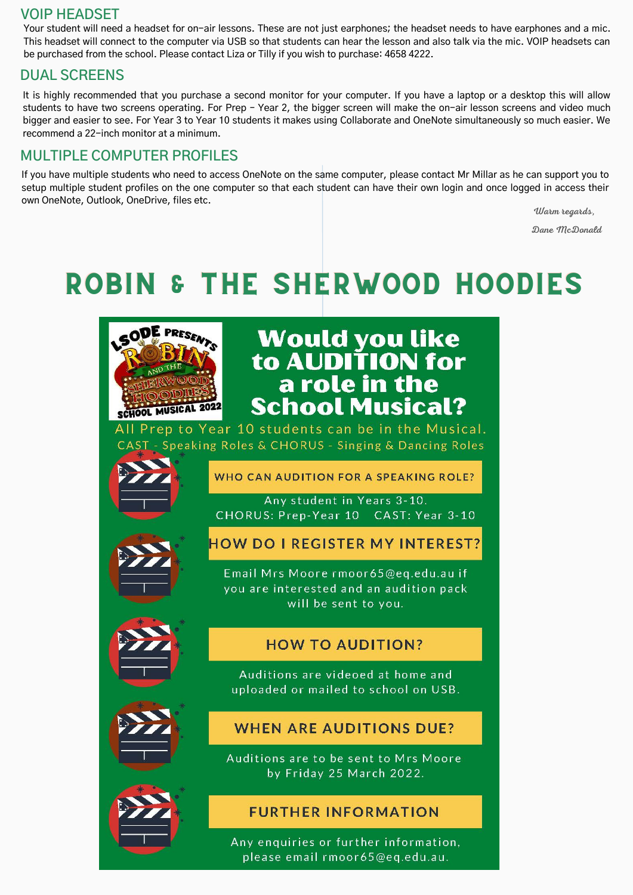## VOIP HEADSET

Your student will need a headset for on-air lessons. These are not just earphones; the headset needs to have earphones and a mic. This headset will connect to the computer via USB so that students can hear the lesson and also talk via the mic. VOIP headsets can be purchased from the school. Please contact Liza or Tilly if you wish to purchase: 4658 4222.

## DUAL SCREENS

It is highly recommended that you purchase a second monitor for your computer. If you have a laptop or a desktop this will allow students to have two screens operating. For Prep – Year 2, the bigger screen will make the on-air lesson screens and video much bigger and easier to see. For Year 3 to Year 10 students it makes using Collaborate and OneNote simultaneously so much easier. We recommend a 22-inch monitor at a minimum.

## MULTIPLE COMPUTER PROFILES

If you have multiple students who need to access OneNote on the same computer, please contact Mr Millar as he can support you to setup multiple student profiles on the one computer so that each student can have their own login and once logged in access their own OneNote, Outlook, OneDrive, files etc.

*Warm regards,*

*Dane McDonald*

# ROBIN & THE SHERWOOD HOODIES

LSODE PRESENTS ROBIN AND THE SHERWOOD HOODIES SCHOOL MUSICAL 2022

## Would you like to AUDITION for a role in the School Musical?

All Prep to Year 10 students can be in the Musical.

CAST - Speaking Roles & CHORUS - Singing & Dancing Roles

### WHO CAN AUDITION FOR A SPEAKING ROLE?

Any student in Years 3-10.

CHORUS: Prep-Year 10 CAST: Year 3-10

### HOW DO I REGISTER MY INTEREST?

Email Mrs Moore rmoor65@eq.edu.au if you are interested and an audition pack will be sent to you.

### HOW TO AUDITION?

Auditions are videoed at home and uploaded or mailed to school on USB.

### WHEN ARE AUDITIONS DUE?

Auditions are to be sent to Mrs Moore by Friday 25 March 2022.

### FURTHER INFORMATION

Any enquiries or further information, please email rmoor65@eq.edu.au.